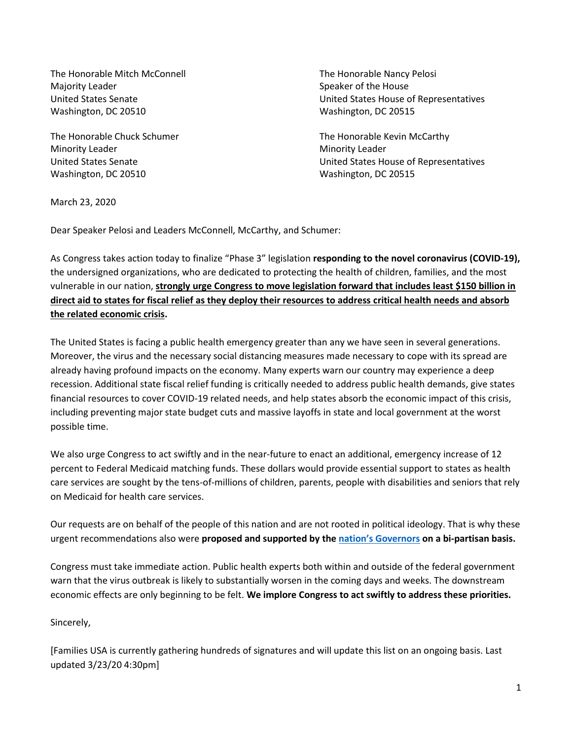The Honorable Mitch McConnell
Majority Leader
United States Senate
Washington, DC 20510

The Honorable Nancy Pelosi
Speaker of the House
United States House of Representatives
Washington, DC 20515

The Honorable Chuck Schumer
Minority Leader
United States Senate
Washington, DC 20510

The Honorable Kevin McCarthy
Minority Leader
United States House of Representatives
Washington, DC 20515

March 23, 2020

Dear Speaker Pelosi and Leaders McConnell, McCarthy, and Schumer:

As Congress takes action today to finalize "Phase 3" legislation **responding to the novel coronavirus (COVID-19),** the undersigned organizations, who are dedicated to protecting the health of children, families, and the most vulnerable in our nation, **strongly urge Congress to move legislation forward that includes least $150 billion in direct aid to states for fiscal relief as they deploy their resources to address critical health needs and absorb the related economic crisis.**

The United States is facing a public health emergency greater than any we have seen in several generations. Moreover, the virus and the necessary social distancing measures made necessary to cope with its spread are already having profound impacts on the economy. Many experts warn our country may experience a deep recession. Additional state fiscal relief funding is critically needed to address public health demands, give states financial resources to cover COVID-19 related needs, and help states absorb the economic impact of this crisis, including preventing major state budget cuts and massive layoffs in state and local government at the worst possible time.

We also urge Congress to act swiftly and in the near-future to enact an additional, emergency increase of 12 percent to Federal Medicaid matching funds. These dollars would provide essential support to states as health care services are sought by the tens-of-millions of children, parents, people with disabilities and seniors that rely on Medicaid for health care services.

Our requests are on behalf of the people of this nation and are not rooted in political ideology. That is why these urgent recommendations also were **proposed and supported by the nation's Governors on a bi-partisan basis.**

Congress must take immediate action. Public health experts both within and outside of the federal government warn that the virus outbreak is likely to substantially worsen in the coming days and weeks. The downstream economic effects are only beginning to be felt. **We implore Congress to act swiftly to address these priorities.**

Sincerely,

[Families USA is currently gathering hundreds of signatures and will update this list on an ongoing basis. Last updated 3/23/20 4:30pm]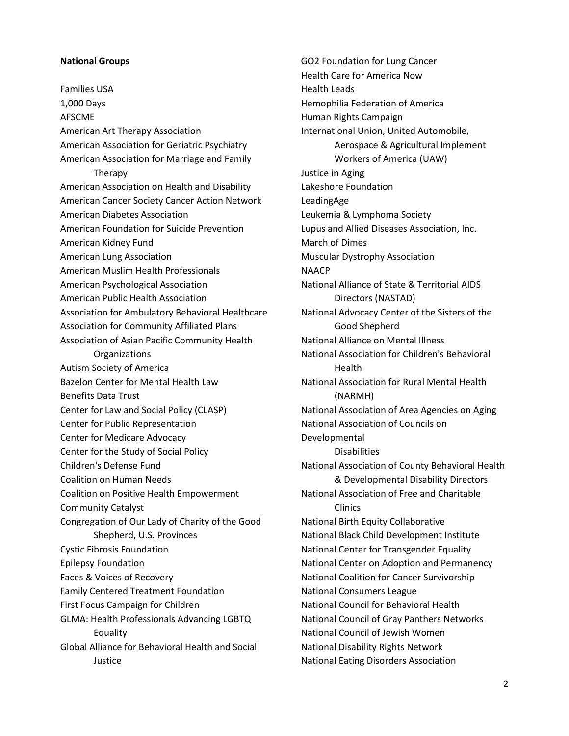**National Groups**

Families USA
1,000 Days
AFSCME
American Art Therapy Association
American Association for Geriatric Psychiatry
American Association for Marriage and Family Therapy
American Association on Health and Disability
American Cancer Society Cancer Action Network
American Diabetes Association
American Foundation for Suicide Prevention
American Kidney Fund
American Lung Association
American Muslim Health Professionals
American Psychological Association
American Public Health Association
Association for Ambulatory Behavioral Healthcare
Association for Community Affiliated Plans
Association of Asian Pacific Community Health Organizations
Autism Society of America
Bazelon Center for Mental Health Law
Benefits Data Trust
Center for Law and Social Policy (CLASP)
Center for Public Representation
Center for Medicare Advocacy
Center for the Study of Social Policy
Children's Defense Fund
Coalition on Human Needs
Coalition on Positive Health Empowerment
Community Catalyst
Congregation of Our Lady of Charity of the Good Shepherd, U.S. Provinces
Cystic Fibrosis Foundation
Epilepsy Foundation
Faces & Voices of Recovery
Family Centered Treatment Foundation
First Focus Campaign for Children
GLMA: Health Professionals Advancing LGBTQ Equality
Global Alliance for Behavioral Health and Social Justice
GO2 Foundation for Lung Cancer
Health Care for America Now
Health Leads
Hemophilia Federation of America
Human Rights Campaign
International Union, United Automobile, Aerospace & Agricultural Implement Workers of America (UAW)
Justice in Aging
Lakeshore Foundation
LeadingAge
Leukemia & Lymphoma Society
Lupus and Allied Diseases Association, Inc.
March of Dimes
Muscular Dystrophy Association
NAACP
National Alliance of State & Territorial AIDS Directors (NASTAD)
National Advocacy Center of the Sisters of the Good Shepherd
National Alliance on Mental Illness
National Association for Children's Behavioral Health
National Association for Rural Mental Health (NARMH)
National Association of Area Agencies on Aging
National Association of Councils on Developmental Disabilities
National Association of County Behavioral Health & Developmental Disability Directors
National Association of Free and Charitable Clinics
National Birth Equity Collaborative
National Black Child Development Institute
National Center for Transgender Equality
National Center on Adoption and Permanency
National Coalition for Cancer Survivorship
National Consumers League
National Council for Behavioral Health
National Council of Gray Panthers Networks
National Council of Jewish Women
National Disability Rights Network
National Eating Disorders Association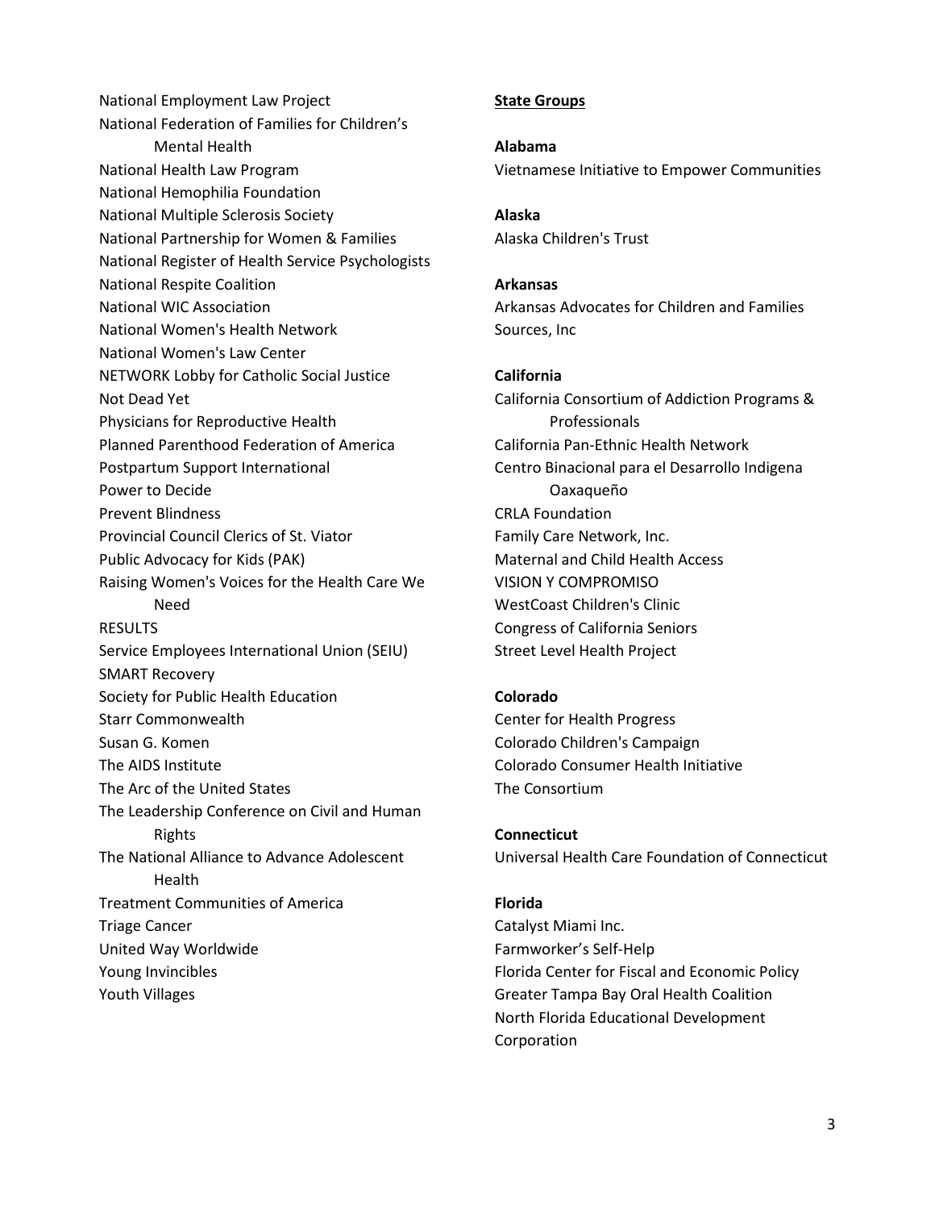National Employment Law Project
National Federation of Families for Children's Mental Health
National Health Law Program
National Hemophilia Foundation
National Multiple Sclerosis Society
National Partnership for Women & Families
National Register of Health Service Psychologists
National Respite Coalition
National WIC Association
National Women's Health Network
National Women's Law Center
NETWORK Lobby for Catholic Social Justice
Not Dead Yet
Physicians for Reproductive Health
Planned Parenthood Federation of America
Postpartum Support International
Power to Decide
Prevent Blindness
Provincial Council Clerics of St. Viator
Public Advocacy for Kids (PAK)
Raising Women's Voices for the Health Care We Need
RESULTS
Service Employees International Union (SEIU)
SMART Recovery
Society for Public Health Education
Starr Commonwealth
Susan G. Komen
The AIDS Institute
The Arc of the United States
The Leadership Conference on Civil and Human Rights
The National Alliance to Advance Adolescent Health
Treatment Communities of America
Triage Cancer
United Way Worldwide
Young Invincibles
Youth Villages

**State Groups**

**Alabama**
Vietnamese Initiative to Empower Communities

**Alaska**
Alaska Children's Trust

**Arkansas**
Arkansas Advocates for Children and Families
Sources, Inc

**California**
California Consortium of Addiction Programs & Professionals
California Pan-Ethnic Health Network
Centro Binacional para el Desarrollo Indigena Oaxaqueño
CRLA Foundation
Family Care Network, Inc.
Maternal and Child Health Access
VISION Y COMPROMISO
WestCoast Children's Clinic
Congress of California Seniors
Street Level Health Project

**Colorado**
Center for Health Progress
Colorado Children's Campaign
Colorado Consumer Health Initiative
The Consortium

**Connecticut**
Universal Health Care Foundation of Connecticut

**Florida**
Catalyst Miami Inc.
Farmworker's Self-Help
Florida Center for Fiscal and Economic Policy
Greater Tampa Bay Oral Health Coalition
North Florida Educational Development Corporation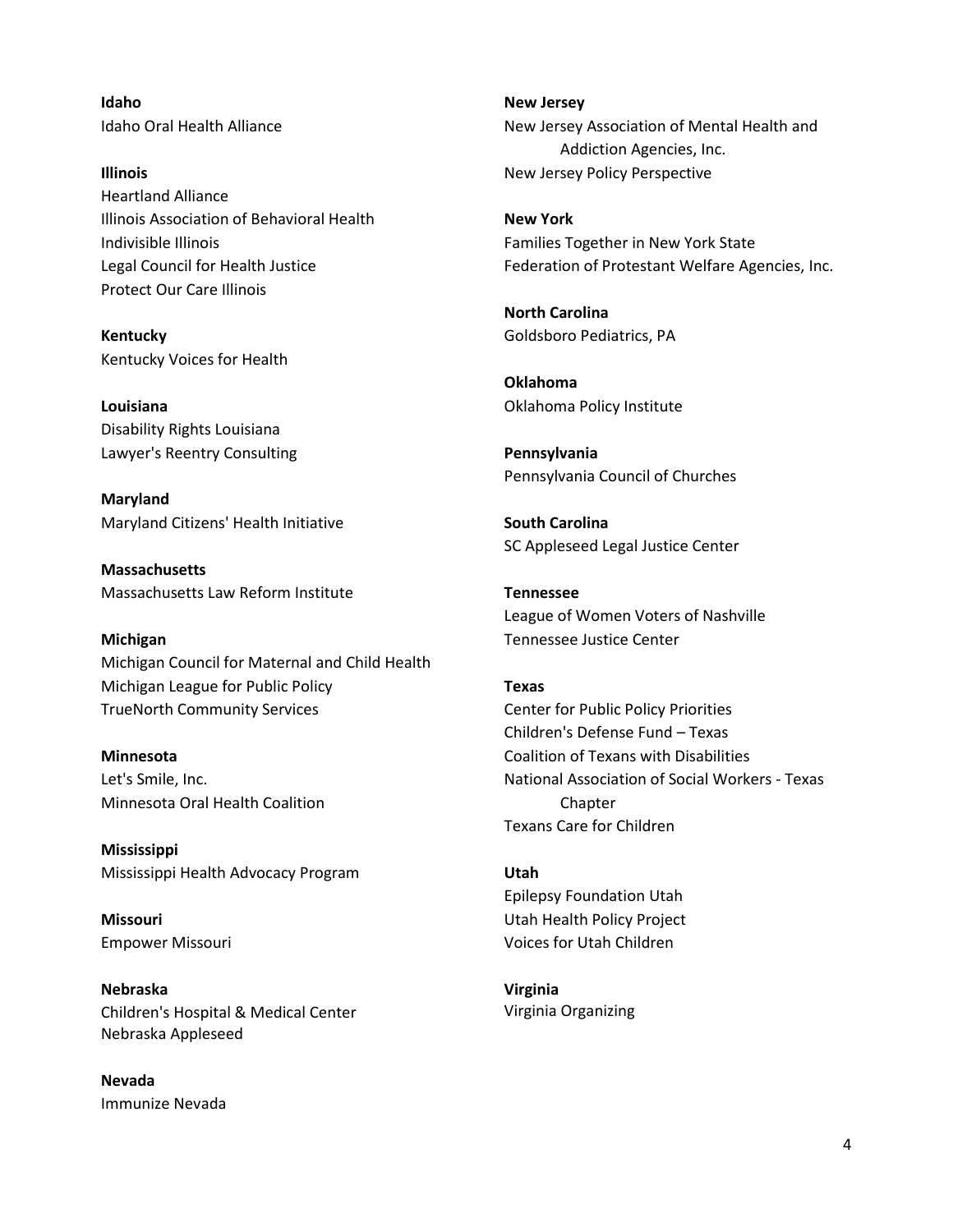**Idaho**
Idaho Oral Health Alliance

**Illinois**
Heartland Alliance
Illinois Association of Behavioral Health
Indivisible Illinois
Legal Council for Health Justice
Protect Our Care Illinois

**Kentucky**
Kentucky Voices for Health

**Louisiana**
Disability Rights Louisiana
Lawyer's Reentry Consulting

**Maryland**
Maryland Citizens' Health Initiative

**Massachusetts**
Massachusetts Law Reform Institute

**Michigan**
Michigan Council for Maternal and Child Health
Michigan League for Public Policy
TrueNorth Community Services

**Minnesota**
Let's Smile, Inc.
Minnesota Oral Health Coalition

**Mississippi**
Mississippi Health Advocacy Program

**Missouri**
Empower Missouri

**Nebraska**
Children's Hospital & Medical Center
Nebraska Appleseed

**Nevada**
Immunize Nevada

**New Jersey**
New Jersey Association of Mental Health and Addiction Agencies, Inc.
New Jersey Policy Perspective

**New York**
Families Together in New York State
Federation of Protestant Welfare Agencies, Inc.

**North Carolina**
Goldsboro Pediatrics, PA

**Oklahoma**
Oklahoma Policy Institute

**Pennsylvania**
Pennsylvania Council of Churches

**South Carolina**
SC Appleseed Legal Justice Center

**Tennessee**
League of Women Voters of Nashville
Tennessee Justice Center

**Texas**
Center for Public Policy Priorities
Children's Defense Fund – Texas
Coalition of Texans with Disabilities
National Association of Social Workers - Texas Chapter
Texans Care for Children

**Utah**
Epilepsy Foundation Utah
Utah Health Policy Project
Voices for Utah Children

**Virginia**
Virginia Organizing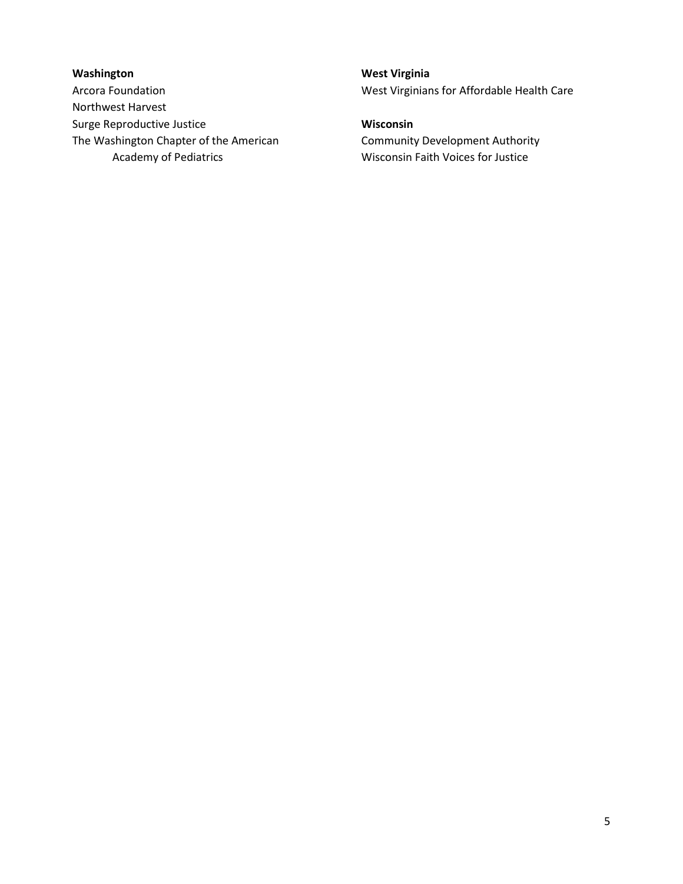**Washington**

Arcora Foundation
Northwest Harvest
Surge Reproductive Justice
The Washington Chapter of the American Academy of Pediatrics

**West Virginia**

West Virginians for Affordable Health Care

**Wisconsin**

Community Development Authority
Wisconsin Faith Voices for Justice